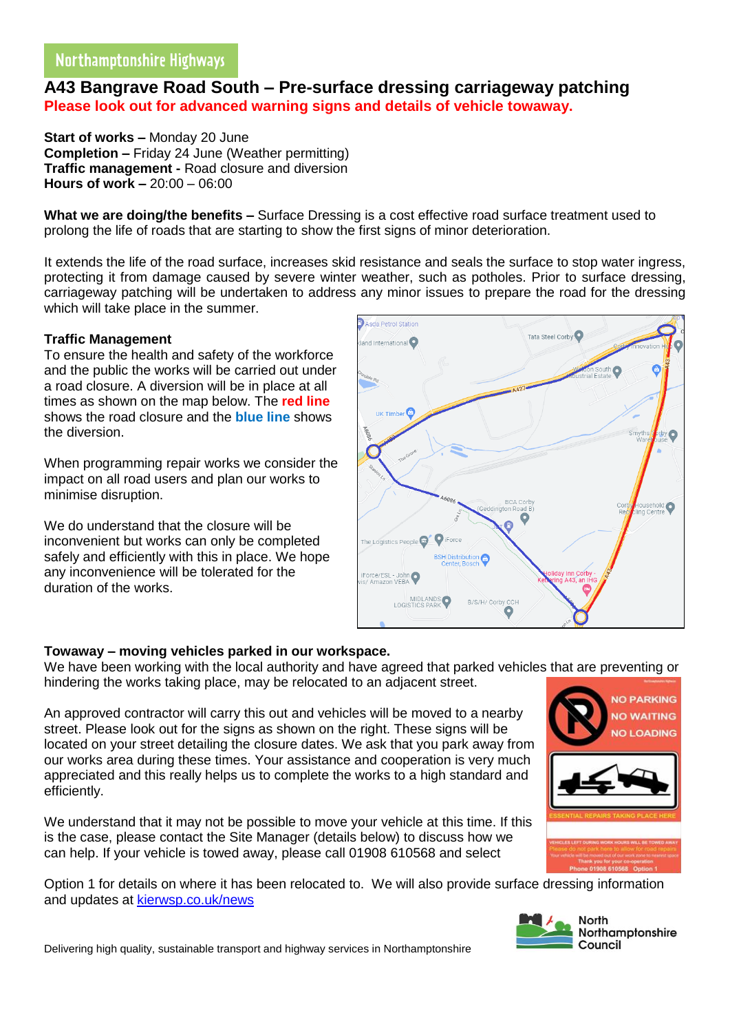Northamptonshire Highways

# A43 Bangrave Road South – Pre-surface dressing carriageway patching

**Please look out for advanced warning signs and details of vehicle towaway.**

**Start of works –** Monday 20 June
**Completion –** Friday 24 June (Weather permitting)
**Traffic management -** Road closure and diversion
**Hours of work –** 20:00 – 06:00

**What we are doing/the benefits –** Surface Dressing is a cost effective road surface treatment used to prolong the life of roads that are starting to show the first signs of minor deterioration.

It extends the life of the road surface, increases skid resistance and seals the surface to stop water ingress, protecting it from damage caused by severe winter weather, such as potholes. Prior to surface dressing, carriageway patching will be undertaken to address any minor issues to prepare the road for the dressing which will take place in the summer.

**Traffic Management**

To ensure the health and safety of the workforce and the public the works will be carried out under a road closure. A diversion will be in place at all times as shown on the map below. The **red line** shows the road closure and the **blue line** shows the diversion.

When programming repair works we consider the impact on all road users and plan our works to minimise disruption.

We do understand that the closure will be inconvenient but works can only be completed safely and efficiently with this in place. We hope any inconvenience will be tolerated for the duration of the works.

**Towaway – moving vehicles parked in our workspace.**

We have been working with the local authority and have agreed that parked vehicles that are preventing or hindering the works taking place, may be relocated to an adjacent street.

An approved contractor will carry this out and vehicles will be moved to a nearby street. Please look out for the signs as shown on the right. These signs will be located on your street detailing the closure dates. We ask that you park away from our works area during these times. Your assistance and cooperation is very much appreciated and this really helps us to complete the works to a high standard and efficiently.

We understand that it may not be possible to move your vehicle at this time. If this is the case, please contact the Site Manager (details below) to discuss how we can help. If your vehicle is towed away, please call 01908 610568 and select Option 1 for details on where it has been relocated to. We will also provide surface dressing information and updates at kierwsp.co.uk/news

Delivering high quality, sustainable transport and highway services in Northamptonshire

North Northamptonshire Council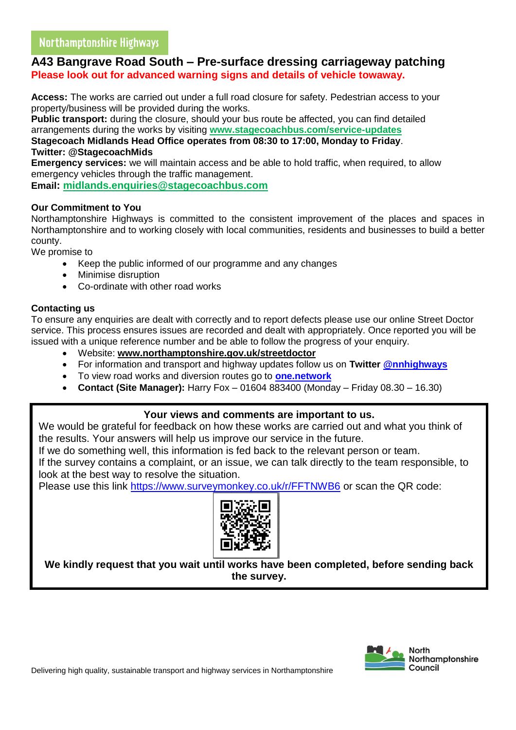Northamptonshire Highways

## A43 Bangrave Road South – Pre-surface dressing carriageway patching

**Please look out for advanced warning signs and details of vehicle towaway.**

**Access:** The works are carried out under a full road closure for safety. Pedestrian access to your property/business will be provided during the works.
**Public transport:** during the closure, should your bus route be affected, you can find detailed arrangements during the works by visiting **www.stagecoachbus.com/service-updates**
**Stagecoach Midlands Head Office operates from 08:30 to 17:00, Monday to Friday**.
**Twitter: @StagecoachMids**
**Emergency services:** we will maintain access and be able to hold traffic, when required, to allow emergency vehicles through the traffic management.
**Email: midlands.enquiries@stagecoachbus.com**

### Our Commitment to You

Northamptonshire Highways is committed to the consistent improvement of the places and spaces in Northamptonshire and to working closely with local communities, residents and businesses to build a better county.
We promise to

- Keep the public informed of our programme and any changes
- Minimise disruption
- Co-ordinate with other road works

### Contacting us

To ensure any enquiries are dealt with correctly and to report defects please use our online Street Doctor service. This process ensures issues are recorded and dealt with appropriately. Once reported you will be issued with a unique reference number and be able to follow the progress of your enquiry.

- Website: **www.northamptonshire.gov.uk/streetdoctor**
- For information and transport and highway updates follow us on **Twitter @nnhighways**
- To view road works and diversion routes go to **one.network**
- **Contact (Site Manager):** Harry Fox – 01604 883400 (Monday – Friday 08.30 – 16.30)

**Your views and comments are important to us.**

We would be grateful for feedback on how these works are carried out and what you think of the results. Your answers will help us improve our service in the future.
If we do something well, this information is fed back to the relevant person or team.
If the survey contains a complaint, or an issue, we can talk directly to the team responsible, to look at the best way to resolve the situation.
Please use this link https://www.surveymonkey.co.uk/r/FFTNWB6 or scan the QR code:

**We kindly request that you wait until works have been completed, before sending back the survey.**

Delivering high quality, sustainable transport and highway services in Northamptonshire

North Northamptonshire Council